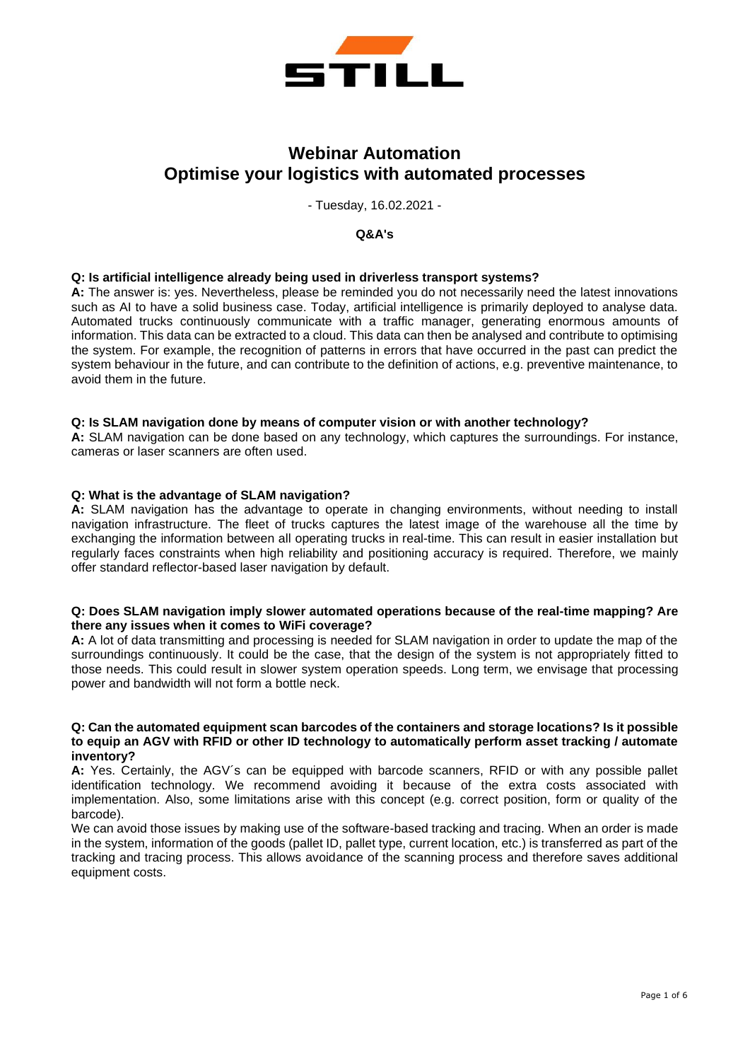# Webinar Automation
# Optimise your logistics with automated processes

- Tuesday, 16.02.2021 -

**Q&A's**

**Q: Is artificial intelligence already being used in driverless transport systems?**

**A:** The answer is: yes. Nevertheless, please be reminded you do not necessarily need the latest innovations such as AI to have a solid business case. Today, artificial intelligence is primarily deployed to analyse data. Automated trucks continuously communicate with a traffic manager, generating enormous amounts of information. This data can be extracted to a cloud. This data can then be analysed and contribute to optimising the system. For example, the recognition of patterns in errors that have occurred in the past can predict the system behaviour in the future, and can contribute to the definition of actions, e.g. preventive maintenance, to avoid them in the future.

**Q: Is SLAM navigation done by means of computer vision or with another technology?**

**A:** SLAM navigation can be done based on any technology, which captures the surroundings. For instance, cameras or laser scanners are often used.

**Q: What is the advantage of SLAM navigation?**

**A:** SLAM navigation has the advantage to operate in changing environments, without needing to install navigation infrastructure. The fleet of trucks captures the latest image of the warehouse all the time by exchanging the information between all operating trucks in real-time. This can result in easier installation but regularly faces constraints when high reliability and positioning accuracy is required. Therefore, we mainly offer standard reflector-based laser navigation by default.

**Q: Does SLAM navigation imply slower automated operations because of the real-time mapping? Are there any issues when it comes to WiFi coverage?**

**A:** A lot of data transmitting and processing is needed for SLAM navigation in order to update the map of the surroundings continuously. It could be the case, that the design of the system is not appropriately fitted to those needs. This could result in slower system operation speeds. Long term, we envisage that processing power and bandwidth will not form a bottle neck.

**Q: Can the automated equipment scan barcodes of the containers and storage locations? Is it possible to equip an AGV with RFID or other ID technology to automatically perform asset tracking / automate inventory?**

**A:** Yes. Certainly, the AGV´s can be equipped with barcode scanners, RFID or with any possible pallet identification technology. We recommend avoiding it because of the extra costs associated with implementation. Also, some limitations arise with this concept (e.g. correct position, form or quality of the barcode).

We can avoid those issues by making use of the software-based tracking and tracing. When an order is made in the system, information of the goods (pallet ID, pallet type, current location, etc.) is transferred as part of the tracking and tracing process. This allows avoidance of the scanning process and therefore saves additional equipment costs.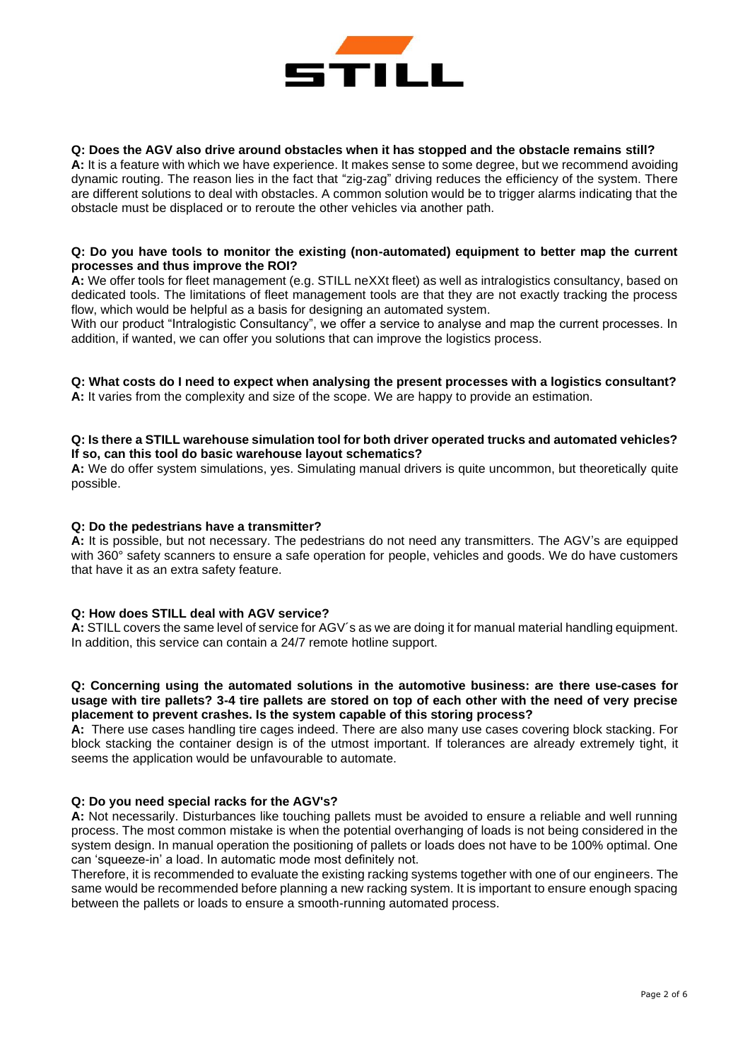**Q: Does the AGV also drive around obstacles when it has stopped and the obstacle remains still?**
**A:** It is a feature with which we have experience. It makes sense to some degree, but we recommend avoiding dynamic routing. The reason lies in the fact that "zig-zag" driving reduces the efficiency of the system. There are different solutions to deal with obstacles. A common solution would be to trigger alarms indicating that the obstacle must be displaced or to reroute the other vehicles via another path.

**Q: Do you have tools to monitor the existing (non-automated) equipment to better map the current processes and thus improve the ROI?**
**A:** We offer tools for fleet management (e.g. STILL neXXt fleet) as well as intralogistics consultancy, based on dedicated tools. The limitations of fleet management tools are that they are not exactly tracking the process flow, which would be helpful as a basis for designing an automated system.
With our product "Intralogistic Consultancy", we offer a service to analyse and map the current processes. In addition, if wanted, we can offer you solutions that can improve the logistics process.

**Q: What costs do I need to expect when analysing the present processes with a logistics consultant?**
**A:** It varies from the complexity and size of the scope. We are happy to provide an estimation.

**Q: Is there a STILL warehouse simulation tool for both driver operated trucks and automated vehicles? If so, can this tool do basic warehouse layout schematics?**
**A:** We do offer system simulations, yes. Simulating manual drivers is quite uncommon, but theoretically quite possible.

**Q: Do the pedestrians have a transmitter?**
**A:** It is possible, but not necessary. The pedestrians do not need any transmitters. The AGV's are equipped with 360° safety scanners to ensure a safe operation for people, vehicles and goods. We do have customers that have it as an extra safety feature.

**Q: How does STILL deal with AGV service?**
**A:** STILL covers the same level of service for AGV´s as we are doing it for manual material handling equipment. In addition, this service can contain a 24/7 remote hotline support.

**Q: Concerning using the automated solutions in the automotive business: are there use-cases for usage with tire pallets? 3-4 tire pallets are stored on top of each other with the need of very precise placement to prevent crashes. Is the system capable of this storing process?**
**A:** There use cases handling tire cages indeed. There are also many use cases covering block stacking. For block stacking the container design is of the utmost important. If tolerances are already extremely tight, it seems the application would be unfavourable to automate.

**Q: Do you need special racks for the AGV's?**
**A:** Not necessarily. Disturbances like touching pallets must be avoided to ensure a reliable and well running process. The most common mistake is when the potential overhanging of loads is not being considered in the system design. In manual operation the positioning of pallets or loads does not have to be 100% optimal. One can 'squeeze-in' a load. In automatic mode most definitely not.
Therefore, it is recommended to evaluate the existing racking systems together with one of our engineers. The same would be recommended before planning a new racking system. It is important to ensure enough spacing between the pallets or loads to ensure a smooth-running automated process.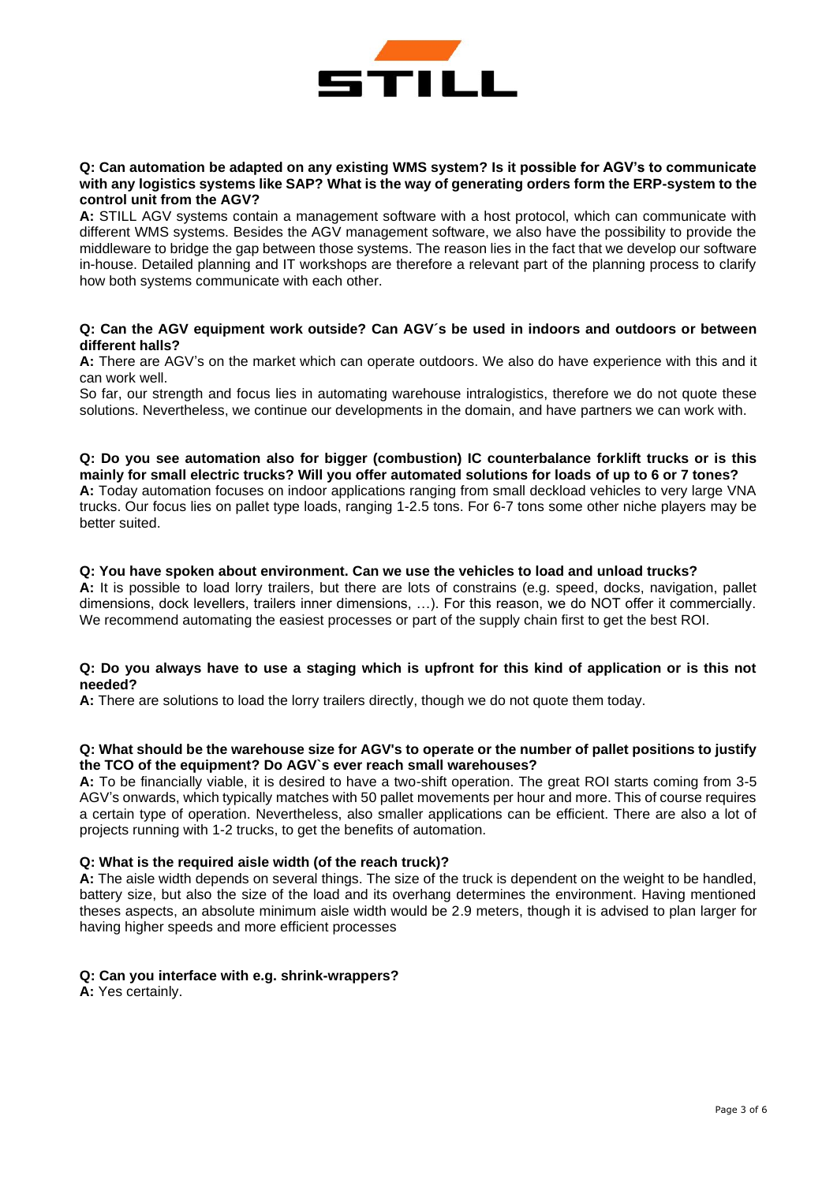**Q: Can automation be adapted on any existing WMS system? Is it possible for AGV's to communicate with any logistics systems like SAP? What is the way of generating orders form the ERP-system to the control unit from the AGV?**

**A:** STILL AGV systems contain a management software with a host protocol, which can communicate with different WMS systems. Besides the AGV management software, we also have the possibility to provide the middleware to bridge the gap between those systems. The reason lies in the fact that we develop our software in-house. Detailed planning and IT workshops are therefore a relevant part of the planning process to clarify how both systems communicate with each other.

**Q: Can the AGV equipment work outside? Can AGV´s be used in indoors and outdoors or between different halls?**

**A:** There are AGV's on the market which can operate outdoors. We also do have experience with this and it can work well.

So far, our strength and focus lies in automating warehouse intralogistics, therefore we do not quote these solutions. Nevertheless, we continue our developments in the domain, and have partners we can work with.

**Q: Do you see automation also for bigger (combustion) IC counterbalance forklift trucks or is this mainly for small electric trucks? Will you offer automated solutions for loads of up to 6 or 7 tones?**

**A:** Today automation focuses on indoor applications ranging from small deckload vehicles to very large VNA trucks. Our focus lies on pallet type loads, ranging 1-2.5 tons. For 6-7 tons some other niche players may be better suited.

**Q: You have spoken about environment. Can we use the vehicles to load and unload trucks?**

**A:** It is possible to load lorry trailers, but there are lots of constrains (e.g. speed, docks, navigation, pallet dimensions, dock levellers, trailers inner dimensions, …). For this reason, we do NOT offer it commercially. We recommend automating the easiest processes or part of the supply chain first to get the best ROI.

**Q: Do you always have to use a staging which is upfront for this kind of application or is this not needed?**

**A:** There are solutions to load the lorry trailers directly, though we do not quote them today.

**Q: What should be the warehouse size for AGV's to operate or the number of pallet positions to justify the TCO of the equipment? Do AGV`s ever reach small warehouses?**

**A:** To be financially viable, it is desired to have a two-shift operation. The great ROI starts coming from 3-5 AGV's onwards, which typically matches with 50 pallet movements per hour and more. This of course requires a certain type of operation. Nevertheless, also smaller applications can be efficient. There are also a lot of projects running with 1-2 trucks, to get the benefits of automation.

**Q: What is the required aisle width (of the reach truck)?**

**A:** The aisle width depends on several things. The size of the truck is dependent on the weight to be handled, battery size, but also the size of the load and its overhang determines the environment. Having mentioned theses aspects, an absolute minimum aisle width would be 2.9 meters, though it is advised to plan larger for having higher speeds and more efficient processes

**Q: Can you interface with e.g. shrink-wrappers?**

**A:** Yes certainly.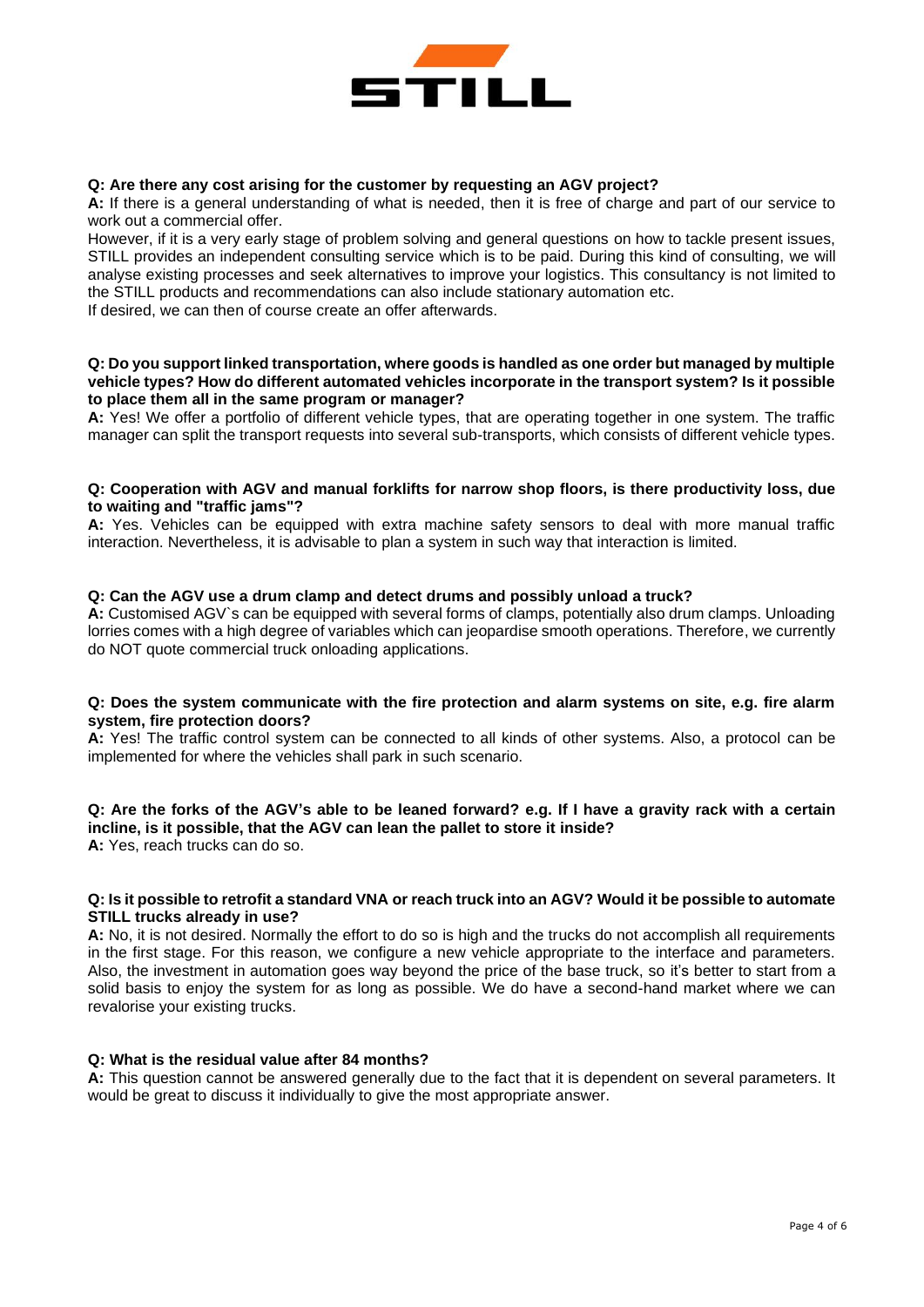**Q: Are there any cost arising for the customer by requesting an AGV project?**

**A:** If there is a general understanding of what is needed, then it is free of charge and part of our service to work out a commercial offer.

However, if it is a very early stage of problem solving and general questions on how to tackle present issues, STILL provides an independent consulting service which is to be paid. During this kind of consulting, we will analyse existing processes and seek alternatives to improve your logistics. This consultancy is not limited to the STILL products and recommendations can also include stationary automation etc.

If desired, we can then of course create an offer afterwards.

**Q: Do you support linked transportation, where goods is handled as one order but managed by multiple vehicle types? How do different automated vehicles incorporate in the transport system? Is it possible to place them all in the same program or manager?**

**A:** Yes! We offer a portfolio of different vehicle types, that are operating together in one system. The traffic manager can split the transport requests into several sub-transports, which consists of different vehicle types.

**Q: Cooperation with AGV and manual forklifts for narrow shop floors, is there productivity loss, due to waiting and "traffic jams"?**

**A:** Yes. Vehicles can be equipped with extra machine safety sensors to deal with more manual traffic interaction. Nevertheless, it is advisable to plan a system in such way that interaction is limited.

**Q: Can the AGV use a drum clamp and detect drums and possibly unload a truck?**

**A:** Customised AGV`s can be equipped with several forms of clamps, potentially also drum clamps. Unloading lorries comes with a high degree of variables which can jeopardise smooth operations. Therefore, we currently do NOT quote commercial truck onloading applications.

**Q: Does the system communicate with the fire protection and alarm systems on site, e.g. fire alarm system, fire protection doors?**

**A:** Yes! The traffic control system can be connected to all kinds of other systems. Also, a protocol can be implemented for where the vehicles shall park in such scenario.

**Q: Are the forks of the AGV's able to be leaned forward? e.g. If I have a gravity rack with a certain incline, is it possible, that the AGV can lean the pallet to store it inside?**

**A:** Yes, reach trucks can do so.

**Q: Is it possible to retrofit a standard VNA or reach truck into an AGV? Would it be possible to automate STILL trucks already in use?**

**A:** No, it is not desired. Normally the effort to do so is high and the trucks do not accomplish all requirements in the first stage. For this reason, we configure a new vehicle appropriate to the interface and parameters. Also, the investment in automation goes way beyond the price of the base truck, so it's better to start from a solid basis to enjoy the system for as long as possible. We do have a second-hand market where we can revalorise your existing trucks.

**Q: What is the residual value after 84 months?**

**A:** This question cannot be answered generally due to the fact that it is dependent on several parameters. It would be great to discuss it individually to give the most appropriate answer.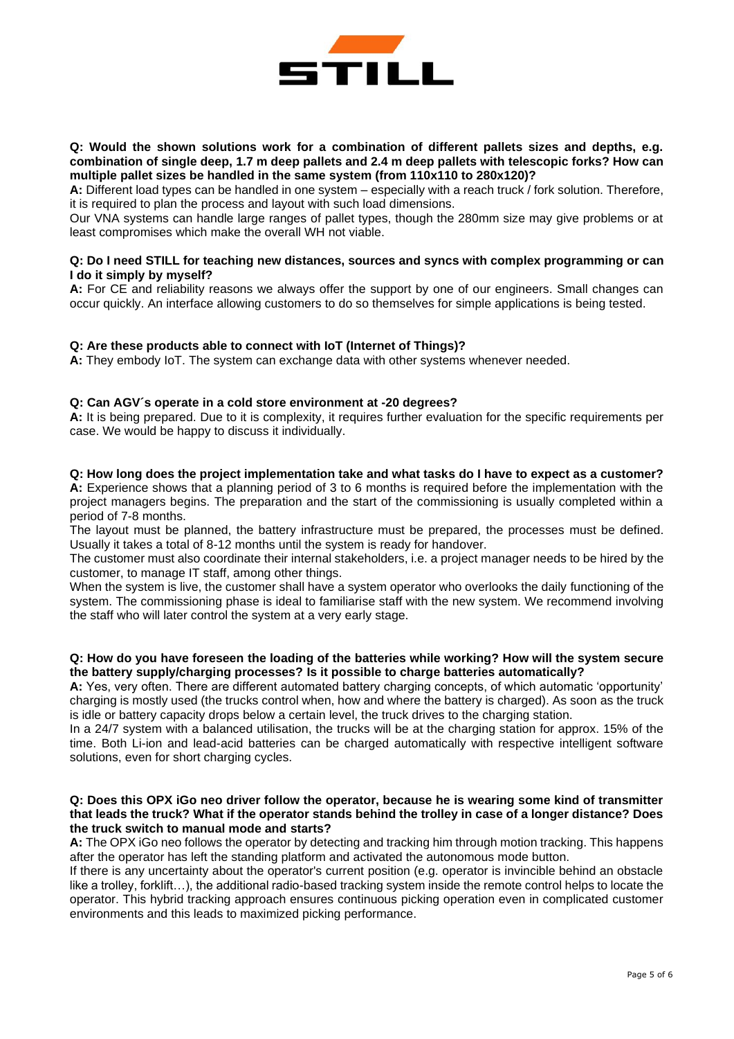**Q: Would the shown solutions work for a combination of different pallets sizes and depths, e.g. combination of single deep, 1.7 m deep pallets and 2.4 m deep pallets with telescopic forks? How can multiple pallet sizes be handled in the same system (from 110x110 to 280x120)?**

**A:** Different load types can be handled in one system – especially with a reach truck / fork solution. Therefore, it is required to plan the process and layout with such load dimensions.

Our VNA systems can handle large ranges of pallet types, though the 280mm size may give problems or at least compromises which make the overall WH not viable.

**Q: Do I need STILL for teaching new distances, sources and syncs with complex programming or can I do it simply by myself?**

**A:** For CE and reliability reasons we always offer the support by one of our engineers. Small changes can occur quickly. An interface allowing customers to do so themselves for simple applications is being tested.

**Q: Are these products able to connect with IoT (Internet of Things)?**

**A:** They embody IoT. The system can exchange data with other systems whenever needed.

**Q: Can AGV´s operate in a cold store environment at -20 degrees?**

**A:** It is being prepared. Due to it is complexity, it requires further evaluation for the specific requirements per case. We would be happy to discuss it individually.

**Q: How long does the project implementation take and what tasks do I have to expect as a customer?**

**A:** Experience shows that a planning period of 3 to 6 months is required before the implementation with the project managers begins. The preparation and the start of the commissioning is usually completed within a period of 7-8 months.

The layout must be planned, the battery infrastructure must be prepared, the processes must be defined. Usually it takes a total of 8-12 months until the system is ready for handover.

The customer must also coordinate their internal stakeholders, i.e. a project manager needs to be hired by the customer, to manage IT staff, among other things.

When the system is live, the customer shall have a system operator who overlooks the daily functioning of the system. The commissioning phase is ideal to familiarise staff with the new system. We recommend involving the staff who will later control the system at a very early stage.

**Q: How do you have foreseen the loading of the batteries while working? How will the system secure the battery supply/charging processes? Is it possible to charge batteries automatically?**

**A:** Yes, very often. There are different automated battery charging concepts, of which automatic 'opportunity' charging is mostly used (the trucks control when, how and where the battery is charged). As soon as the truck is idle or battery capacity drops below a certain level, the truck drives to the charging station.

In a 24/7 system with a balanced utilisation, the trucks will be at the charging station for approx. 15% of the time. Both Li-ion and lead-acid batteries can be charged automatically with respective intelligent software solutions, even for short charging cycles.

**Q: Does this OPX iGo neo driver follow the operator, because he is wearing some kind of transmitter that leads the truck? What if the operator stands behind the trolley in case of a longer distance? Does the truck switch to manual mode and starts?**

**A:** The OPX iGo neo follows the operator by detecting and tracking him through motion tracking. This happens after the operator has left the standing platform and activated the autonomous mode button.

If there is any uncertainty about the operator's current position (e.g. operator is invincible behind an obstacle like a trolley, forklift…), the additional radio-based tracking system inside the remote control helps to locate the operator. This hybrid tracking approach ensures continuous picking operation even in complicated customer environments and this leads to maximized picking performance.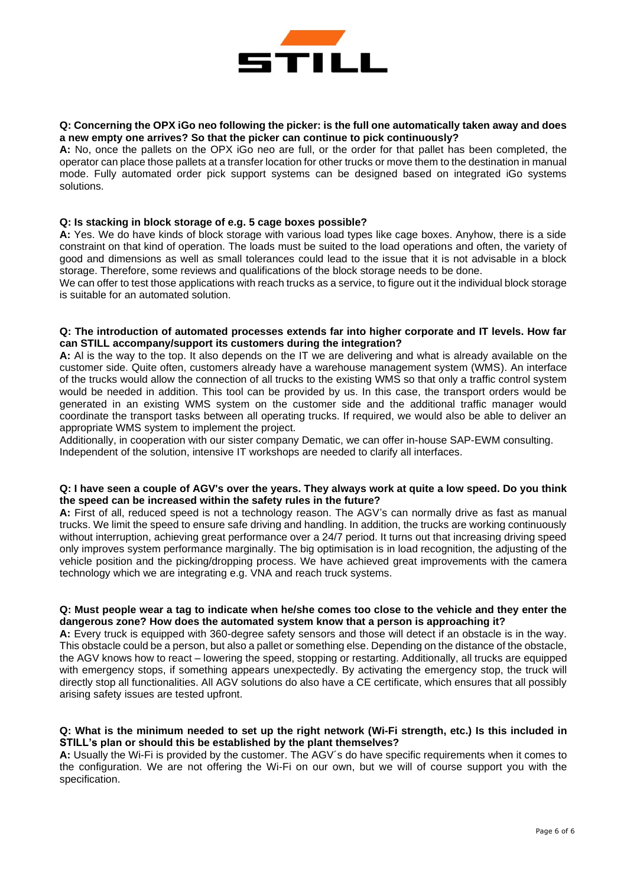**Q: Concerning the OPX iGo neo following the picker: is the full one automatically taken away and does a new empty one arrives? So that the picker can continue to pick continuously?**

**A:** No, once the pallets on the OPX iGo neo are full, or the order for that pallet has been completed, the operator can place those pallets at a transfer location for other trucks or move them to the destination in manual mode. Fully automated order pick support systems can be designed based on integrated iGo systems solutions.

**Q: Is stacking in block storage of e.g. 5 cage boxes possible?**

**A:** Yes. We do have kinds of block storage with various load types like cage boxes. Anyhow, there is a side constraint on that kind of operation. The loads must be suited to the load operations and often, the variety of good and dimensions as well as small tolerances could lead to the issue that it is not advisable in a block storage. Therefore, some reviews and qualifications of the block storage needs to be done.

We can offer to test those applications with reach trucks as a service, to figure out it the individual block storage is suitable for an automated solution.

**Q: The introduction of automated processes extends far into higher corporate and IT levels. How far can STILL accompany/support its customers during the integration?**

**A:** Al is the way to the top. It also depends on the IT we are delivering and what is already available on the customer side. Quite often, customers already have a warehouse management system (WMS). An interface of the trucks would allow the connection of all trucks to the existing WMS so that only a traffic control system would be needed in addition. This tool can be provided by us. In this case, the transport orders would be generated in an existing WMS system on the customer side and the additional traffic manager would coordinate the transport tasks between all operating trucks. If required, we would also be able to deliver an appropriate WMS system to implement the project.

Additionally, in cooperation with our sister company Dematic, we can offer in-house SAP-EWM consulting.

Independent of the solution, intensive IT workshops are needed to clarify all interfaces.

**Q: I have seen a couple of AGV's over the years. They always work at quite a low speed. Do you think the speed can be increased within the safety rules in the future?**

**A:** First of all, reduced speed is not a technology reason. The AGV's can normally drive as fast as manual trucks. We limit the speed to ensure safe driving and handling. In addition, the trucks are working continuously without interruption, achieving great performance over a 24/7 period. It turns out that increasing driving speed only improves system performance marginally. The big optimisation is in load recognition, the adjusting of the vehicle position and the picking/dropping process. We have achieved great improvements with the camera technology which we are integrating e.g. VNA and reach truck systems.

**Q: Must people wear a tag to indicate when he/she comes too close to the vehicle and they enter the dangerous zone? How does the automated system know that a person is approaching it?**

**A:** Every truck is equipped with 360-degree safety sensors and those will detect if an obstacle is in the way. This obstacle could be a person, but also a pallet or something else. Depending on the distance of the obstacle, the AGV knows how to react – lowering the speed, stopping or restarting. Additionally, all trucks are equipped with emergency stops, if something appears unexpectedly. By activating the emergency stop, the truck will directly stop all functionalities. All AGV solutions do also have a CE certificate, which ensures that all possibly arising safety issues are tested upfront.

**Q: What is the minimum needed to set up the right network (Wi-Fi strength, etc.) Is this included in STILL's plan or should this be established by the plant themselves?**

**A:** Usually the Wi-Fi is provided by the customer. The AGV´s do have specific requirements when it comes to the configuration. We are not offering the Wi-Fi on our own, but we will of course support you with the specification.